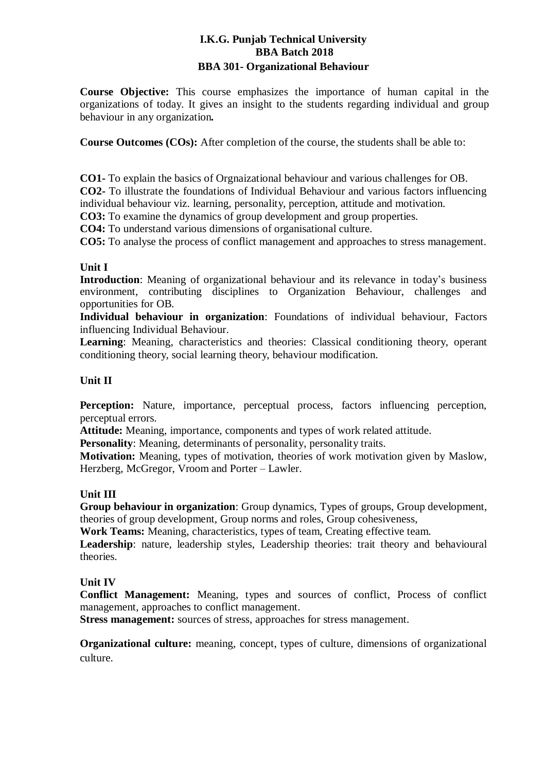# I.K.G. Punjab Technical University
## BBA Batch 2018
## BBA 301- Organizational Behaviour

**Course Objective:** This course emphasizes the importance of human capital in the organizations of today. It gives an insight to the students regarding individual and group behaviour in any organization**.**

**Course Outcomes (COs):** After completion of the course, the students shall be able to:

**CO1-** To explain the basics of Orgnaizational behaviour and various challenges for OB.
**CO2-** To illustrate the foundations of Individual Behaviour and various factors influencing individual behaviour viz. learning, personality, perception, attitude and motivation.
**CO3:** To examine the dynamics of group development and group properties.
**CO4:** To understand various dimensions of organisational culture.
**CO5:** To analyse the process of conflict management and approaches to stress management.

**Unit I**

**Introduction**: Meaning of organizational behaviour and its relevance in today's business environment, contributing disciplines to Organization Behaviour, challenges and opportunities for OB.

**Individual behaviour in organization**: Foundations of individual behaviour, Factors influencing Individual Behaviour.

**Learning**: Meaning, characteristics and theories: Classical conditioning theory, operant conditioning theory, social learning theory, behaviour modification.

**Unit II**

**Perception:** Nature, importance, perceptual process, factors influencing perception, perceptual errors.

**Attitude:** Meaning, importance, components and types of work related attitude.

**Personality**: Meaning, determinants of personality, personality traits.

**Motivation:** Meaning, types of motivation, theories of work motivation given by Maslow, Herzberg, McGregor, Vroom and Porter – Lawler.

**Unit III**

**Group behaviour in organization**: Group dynamics, Types of groups, Group development, theories of group development, Group norms and roles, Group cohesiveness,

**Work Teams:** Meaning, characteristics, types of team, Creating effective team.

**Leadership**: nature, leadership styles, Leadership theories: trait theory and behavioural theories.

**Unit IV**

**Conflict Management:** Meaning, types and sources of conflict, Process of conflict management, approaches to conflict management.

**Stress management:** sources of stress, approaches for stress management.

**Organizational culture:** meaning, concept, types of culture, dimensions of organizational culture.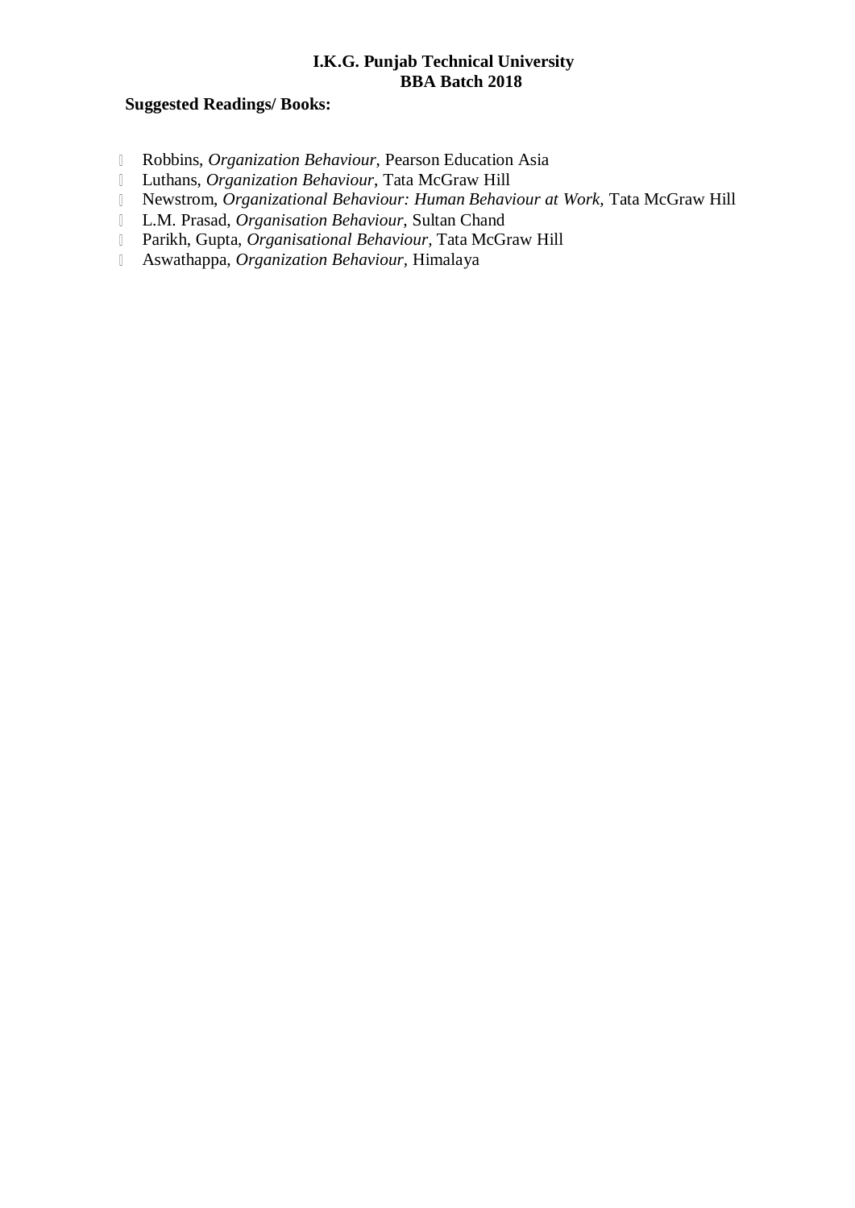**I.K.G. Punjab Technical University**
**BBA Batch 2018**

**Suggested Readings/ Books:**

- Robbins, *Organization Behaviour*, Pearson Education Asia
- Luthans, *Organization Behaviour*, Tata McGraw Hill
- Newstrom, *Organizational Behaviour: Human Behaviour at Work,* Tata McGraw Hill
- L.M. Prasad, *Organisation Behaviour,* Sultan Chand
- Parikh, Gupta, *Organisational Behaviour,* Tata McGraw Hill
- Aswathappa, *Organization Behaviour,* Himalaya